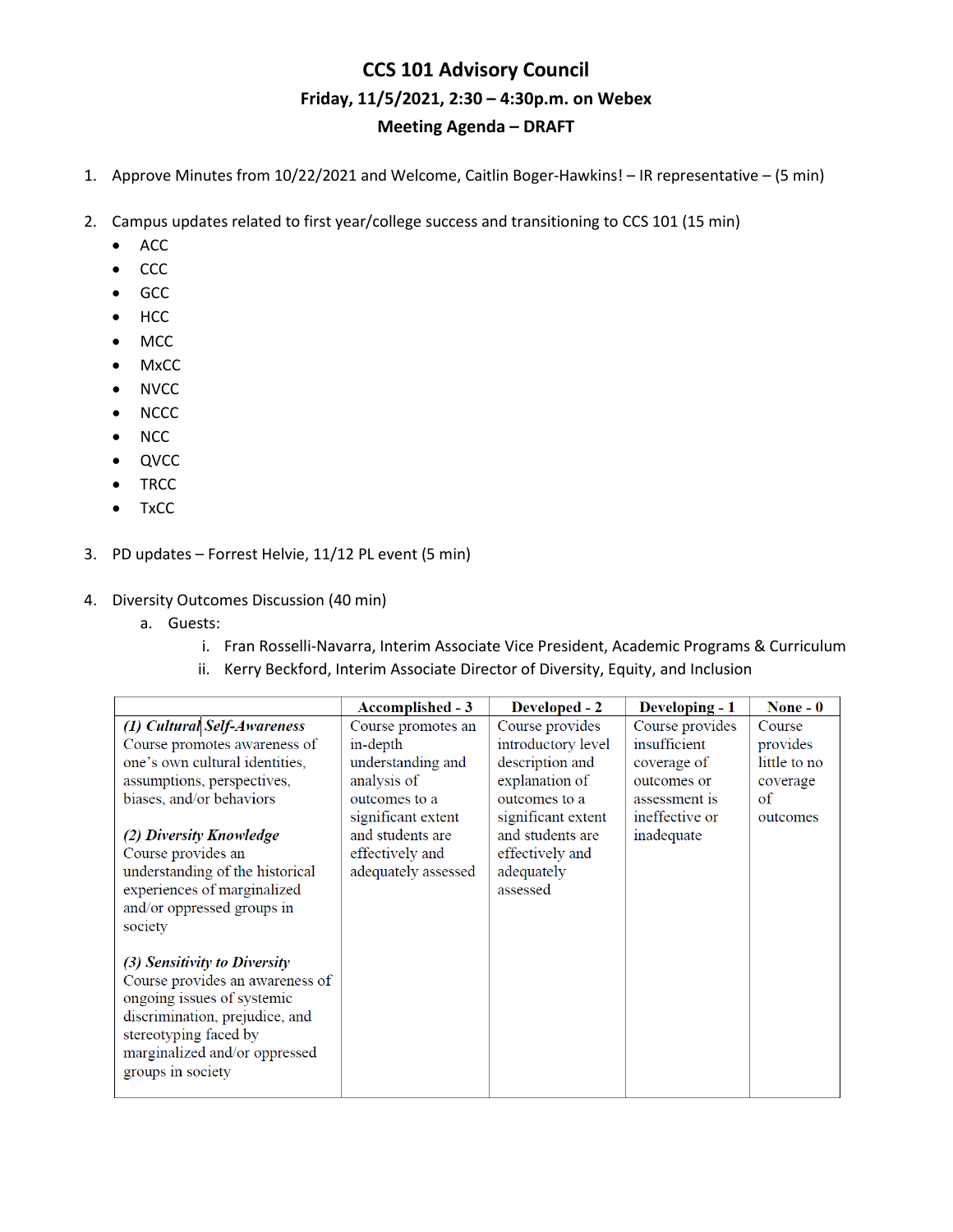# CCS 101 Advisory Council

**Friday, 11/5/2021, 2:30 – 4:30p.m. on Webex**

**Meeting Agenda – DRAFT**

1. Approve Minutes from 10/22/2021 and Welcome, Caitlin Boger-Hawkins! – IR representative – (5 min)

2. Campus updates related to first year/college success and transitioning to CCS 101 (15 min)
   - ACC
   - CCC
   - GCC
   - HCC
   - MCC
   - MxCC
   - NVCC
   - NCCC
   - NCC
   - QVCC
   - TRCC
   - TxCC

3. PD updates – Forrest Helvie, 11/12 PL event (5 min)

4. Diversity Outcomes Discussion (40 min)
   a. Guests:
      i. Fran Rosselli-Navarra, Interim Associate Vice President, Academic Programs & Curriculum
      ii. Kerry Beckford, Interim Associate Director of Diversity, Equity, and Inclusion

| | **Accomplished - 3** | **Developed - 2** | **Developing - 1** | **None - 0** |
|---|---|---|---|---|
| ***(1) Cultural Self-Awareness*** Course promotes awareness of one's own cultural identities, assumptions, perspectives, biases, and/or behaviors<br><br>***(2) Diversity Knowledge*** Course provides an understanding of the historical experiences of marginalized and/or oppressed groups in society<br><br>***(3) Sensitivity to Diversity*** Course provides an awareness of ongoing issues of systemic discrimination, prejudice, and stereotyping faced by marginalized and/or oppressed groups in society | Course promotes an in-depth understanding and analysis of outcomes to a significant extent and students are effectively and adequately assessed | Course provides introductory level description and explanation of outcomes to a significant extent and students are effectively and adequately assessed | Course provides insufficient coverage of outcomes or assessment is ineffective or inadequate | Course provides little to no coverage of outcomes |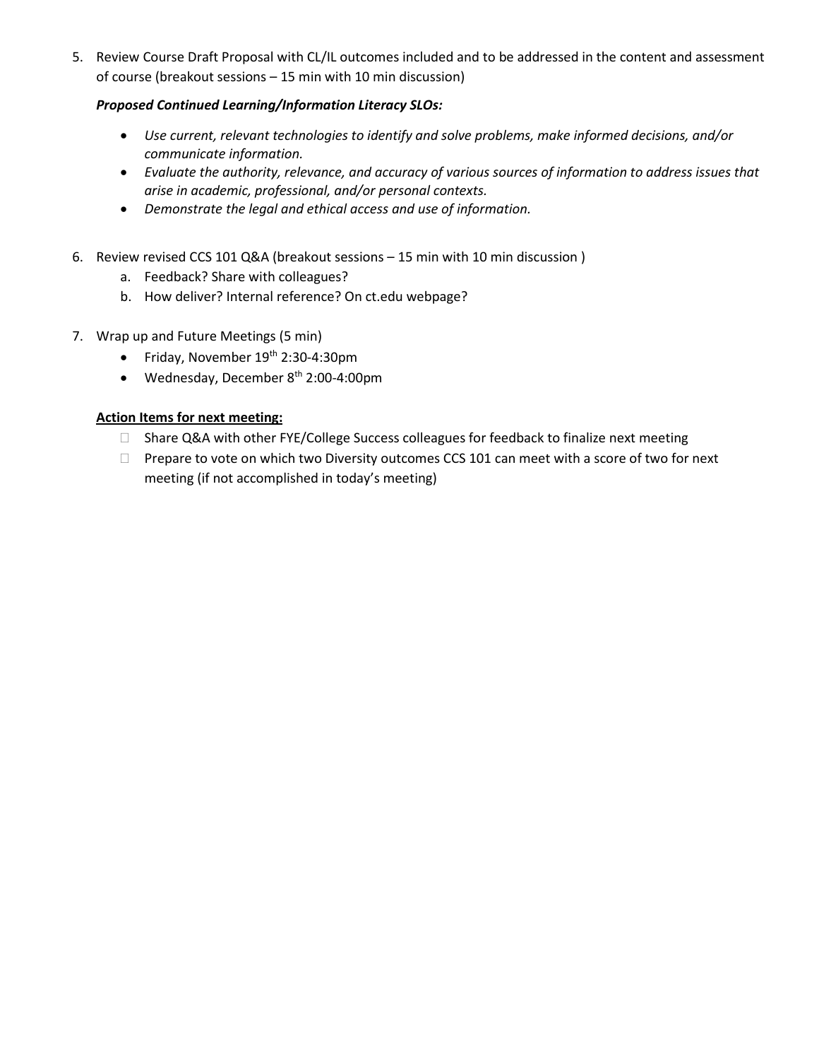5. Review Course Draft Proposal with CL/IL outcomes included and to be addressed in the content and assessment of course (breakout sessions – 15 min with 10 min discussion)

   ***Proposed Continued Learning/Information Literacy SLOs:***

   - *Use current, relevant technologies to identify and solve problems, make informed decisions, and/or communicate information.*
   - *Evaluate the authority, relevance, and accuracy of various sources of information to address issues that arise in academic, professional, and/or personal contexts.*
   - *Demonstrate the legal and ethical access and use of information.*

6. Review revised CCS 101 Q&A (breakout sessions – 15 min with 10 min discussion )
   a. Feedback? Share with colleagues?
   b. How deliver? Internal reference? On ct.edu webpage?

7. Wrap up and Future Meetings (5 min)
   - Friday, November 19th 2:30-4:30pm
   - Wednesday, December 8th 2:00-4:00pm

   **<u>Action Items for next meeting:</u>**

   - [ ] Share Q&A with other FYE/College Success colleagues for feedback to finalize next meeting
   - [ ] Prepare to vote on which two Diversity outcomes CCS 101 can meet with a score of two for next meeting (if not accomplished in today's meeting)